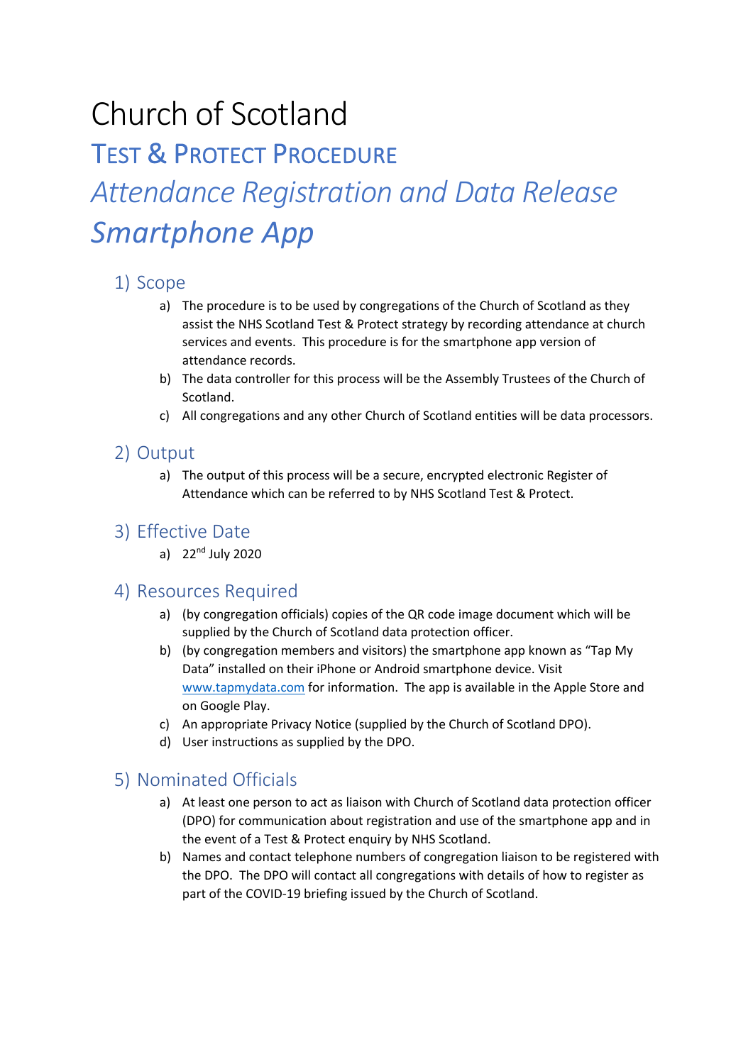# Church of Scotland

## TEST & PROTECT PROCEDURE

## *Attendance Registration and Data Release Smartphone App*

### 1) Scope

a) The procedure is to be used by congregations of the Church of Scotland as they assist the NHS Scotland Test & Protect strategy by recording attendance at church services and events. This procedure is for the smartphone app version of attendance records.

b) The data controller for this process will be the Assembly Trustees of the Church of Scotland.

c) All congregations and any other Church of Scotland entities will be data processors.

### 2) Output

a) The output of this process will be a secure, encrypted electronic Register of Attendance which can be referred to by NHS Scotland Test & Protect.

### 3) Effective Date

a) 22nd July 2020

### 4) Resources Required

a) (by congregation officials) copies of the QR code image document which will be supplied by the Church of Scotland data protection officer.

b) (by congregation members and visitors) the smartphone app known as "Tap My Data" installed on their iPhone or Android smartphone device. Visit [www.tapmydata.com](http://www.tapmydata.com) for information. The app is available in the Apple Store and on Google Play.

c) An appropriate Privacy Notice (supplied by the Church of Scotland DPO).

d) User instructions as supplied by the DPO.

### 5) Nominated Officials

a) At least one person to act as liaison with Church of Scotland data protection officer (DPO) for communication about registration and use of the smartphone app and in the event of a Test & Protect enquiry by NHS Scotland.

b) Names and contact telephone numbers of congregation liaison to be registered with the DPO. The DPO will contact all congregations with details of how to register as part of the COVID-19 briefing issued by the Church of Scotland.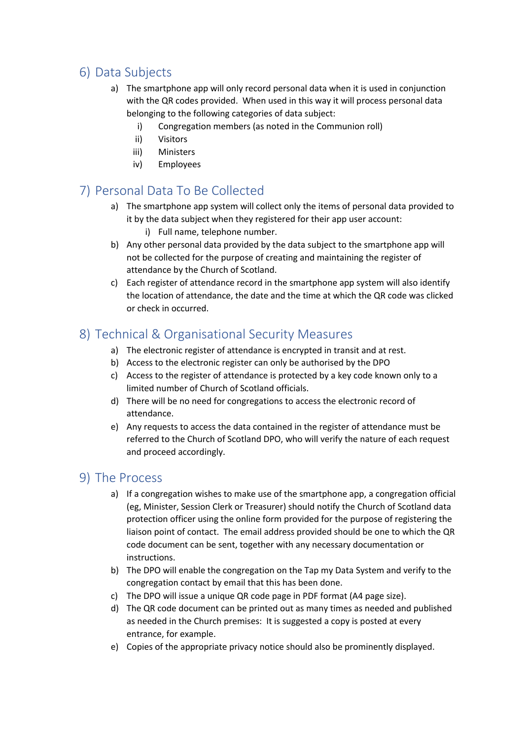## 6) Data Subjects

a) The smartphone app will only record personal data when it is used in conjunction with the QR codes provided. When used in this way it will process personal data belonging to the following categories of data subject:
   i) Congregation members (as noted in the Communion roll)
   ii) Visitors
   iii) Ministers
   iv) Employees

## 7) Personal Data To Be Collected

a) The smartphone app system will collect only the items of personal data provided to it by the data subject when they registered for their app user account:
   i) Full name, telephone number.

b) Any other personal data provided by the data subject to the smartphone app will not be collected for the purpose of creating and maintaining the register of attendance by the Church of Scotland.

c) Each register of attendance record in the smartphone app system will also identify the location of attendance, the date and the time at which the QR code was clicked or check in occurred.

## 8) Technical & Organisational Security Measures

a) The electronic register of attendance is encrypted in transit and at rest.

b) Access to the electronic register can only be authorised by the DPO

c) Access to the register of attendance is protected by a key code known only to a limited number of Church of Scotland officials.

d) There will be no need for congregations to access the electronic record of attendance.

e) Any requests to access the data contained in the register of attendance must be referred to the Church of Scotland DPO, who will verify the nature of each request and proceed accordingly.

## 9) The Process

a) If a congregation wishes to make use of the smartphone app, a congregation official (eg, Minister, Session Clerk or Treasurer) should notify the Church of Scotland data protection officer using the online form provided for the purpose of registering the liaison point of contact. The email address provided should be one to which the QR code document can be sent, together with any necessary documentation or instructions.

b) The DPO will enable the congregation on the Tap my Data System and verify to the congregation contact by email that this has been done.

c) The DPO will issue a unique QR code page in PDF format (A4 page size).

d) The QR code document can be printed out as many times as needed and published as needed in the Church premises: It is suggested a copy is posted at every entrance, for example.

e) Copies of the appropriate privacy notice should also be prominently displayed.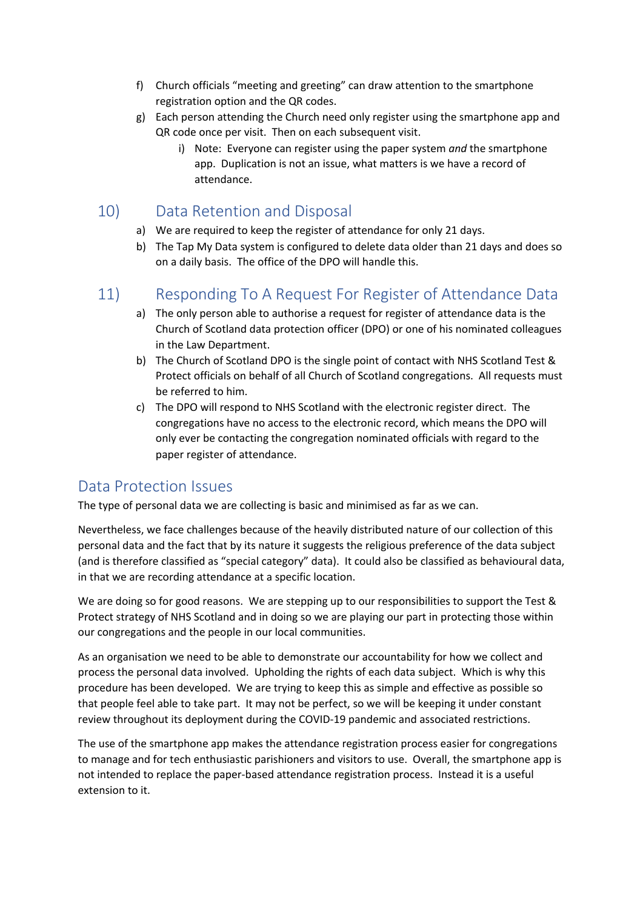f) Church officials "meeting and greeting" can draw attention to the smartphone registration option and the QR codes.
g) Each person attending the Church need only register using the smartphone app and QR code once per visit. Then on each subsequent visit.
    i) Note: Everyone can register using the paper system *and* the smartphone app. Duplication is not an issue, what matters is we have a record of attendance.

## 10) Data Retention and Disposal

a) We are required to keep the register of attendance for only 21 days.
b) The Tap My Data system is configured to delete data older than 21 days and does so on a daily basis. The office of the DPO will handle this.

## 11) Responding To A Request For Register of Attendance Data

a) The only person able to authorise a request for register of attendance data is the Church of Scotland data protection officer (DPO) or one of his nominated colleagues in the Law Department.
b) The Church of Scotland DPO is the single point of contact with NHS Scotland Test & Protect officials on behalf of all Church of Scotland congregations. All requests must be referred to him.
c) The DPO will respond to NHS Scotland with the electronic register direct. The congregations have no access to the electronic record, which means the DPO will only ever be contacting the congregation nominated officials with regard to the paper register of attendance.

# Data Protection Issues

The type of personal data we are collecting is basic and minimised as far as we can.

Nevertheless, we face challenges because of the heavily distributed nature of our collection of this personal data and the fact that by its nature it suggests the religious preference of the data subject (and is therefore classified as "special category" data). It could also be classified as behavioural data, in that we are recording attendance at a specific location.

We are doing so for good reasons. We are stepping up to our responsibilities to support the Test & Protect strategy of NHS Scotland and in doing so we are playing our part in protecting those within our congregations and the people in our local communities.

As an organisation we need to be able to demonstrate our accountability for how we collect and process the personal data involved. Upholding the rights of each data subject. Which is why this procedure has been developed. We are trying to keep this as simple and effective as possible so that people feel able to take part. It may not be perfect, so we will be keeping it under constant review throughout its deployment during the COVID-19 pandemic and associated restrictions.

The use of the smartphone app makes the attendance registration process easier for congregations to manage and for tech enthusiastic parishioners and visitors to use. Overall, the smartphone app is not intended to replace the paper-based attendance registration process. Instead it is a useful extension to it.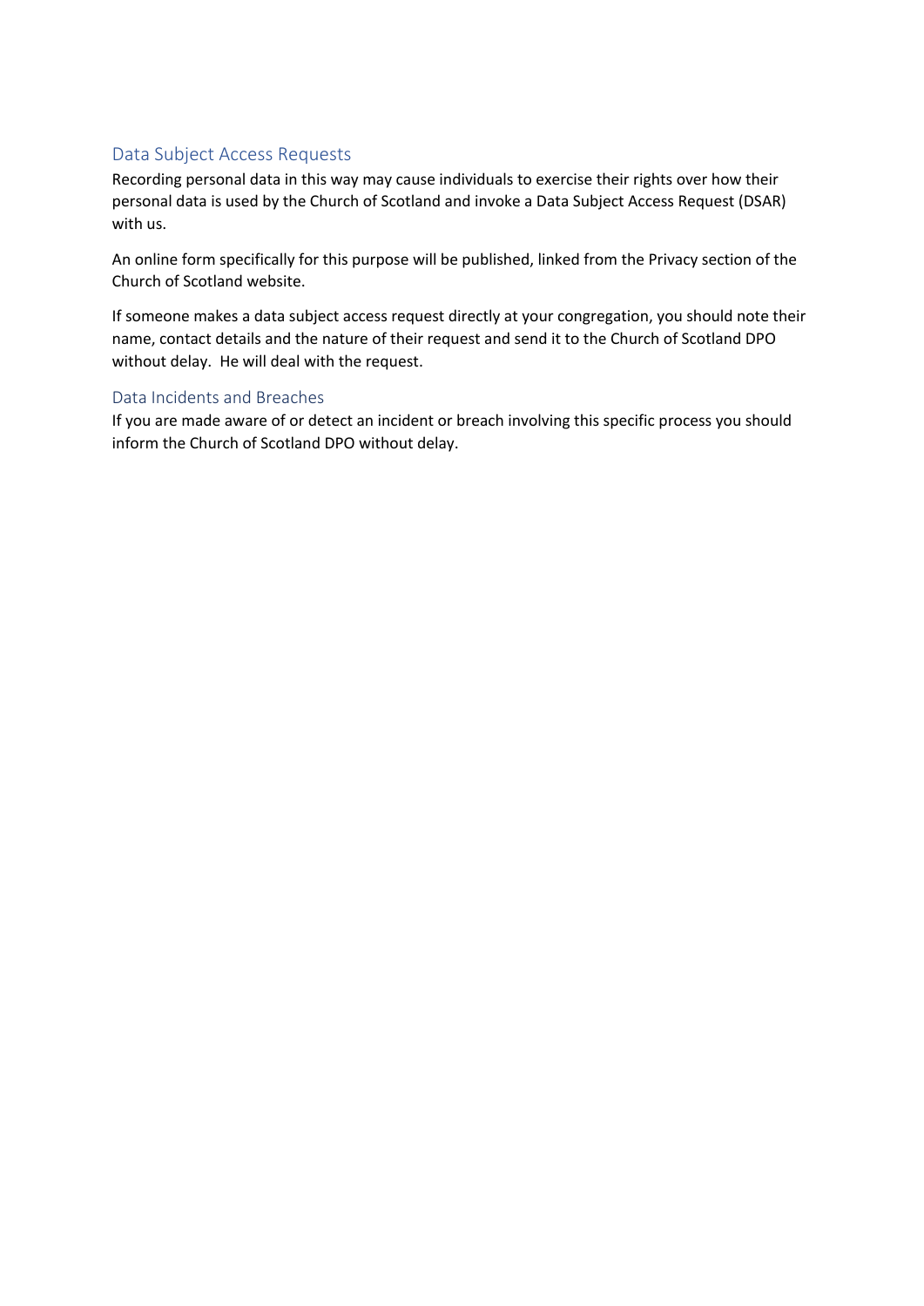## Data Subject Access Requests

Recording personal data in this way may cause individuals to exercise their rights over how their personal data is used by the Church of Scotland and invoke a Data Subject Access Request (DSAR) with us.

An online form specifically for this purpose will be published, linked from the Privacy section of the Church of Scotland website.

If someone makes a data subject access request directly at your congregation, you should note their name, contact details and the nature of their request and send it to the Church of Scotland DPO without delay. He will deal with the request.

## Data Incidents and Breaches

If you are made aware of or detect an incident or breach involving this specific process you should inform the Church of Scotland DPO without delay.